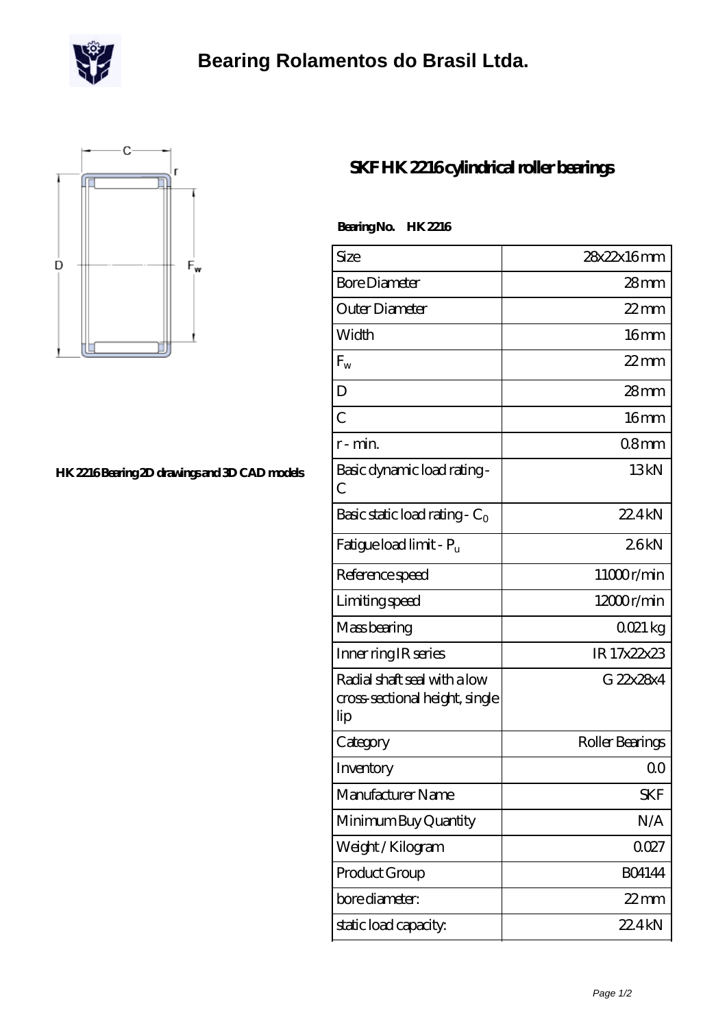# Bearing Rolamentos do Brasil Ltda.

HK 2216 Bearing 2D drawings and 3D CAD models

## SKF HK 2216 cylindrical roller bearings

**Bearing No. HK 2216**

| | |
|---|---|
| Size | 28x22x16 mm |
| Bore Diameter | 28 mm |
| Outer Diameter | 22 mm |
| Width | 16 mm |
| $F_w$ | 22 mm |
| D | 28 mm |
| C | 16 mm |
| r - min. | 0.8 mm |
| Basic dynamic load rating - C | 13 kN |
| Basic static load rating - $C_0$ | 22.4 kN |
| Fatigue load limit - $P_u$ | 2.6 kN |
| Reference speed | 11000 r/min |
| Limiting speed | 12000 r/min |
| Mass bearing | 0.021 kg |
| Inner ring IR series | IR 17x22x23 |
| Radial shaft seal with a low cross-sectional height, single lip | G 22x28x4 |
| Category | Roller Bearings |
| Inventory | 0.0 |
| Manufacturer Name | SKF |
| Minimum Buy Quantity | N/A |
| Weight / Kilogram | 0.027 |
| Product Group | B04144 |
| bore diameter: | 22 mm |
| static load capacity: | 22.4 kN |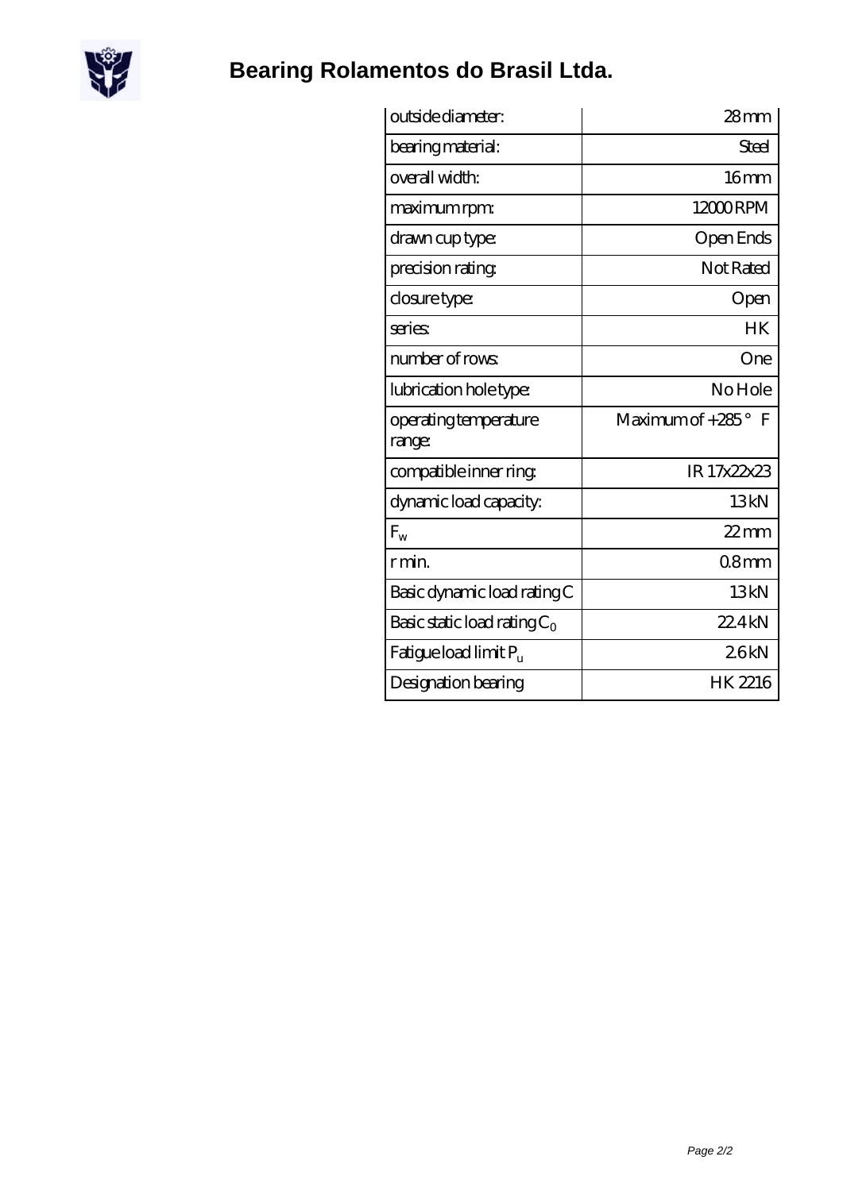# Bearing Rolamentos do Brasil Ltda.

| | |
|---|---|
| outside diameter: | 28 mm |
| bearing material: | Steel |
| overall width: | 16 mm |
| maximum rpm: | 12000 RPM |
| drawn cup type: | Open Ends |
| precision rating: | Not Rated |
| closure type: | Open |
| series: | HK |
| number of rows: | One |
| lubrication hole type: | No Hole |
| operating temperature range: | Maximum of +285 ° F |
| compatible inner ring: | IR 17x22x23 |
| dynamic load capacity: | 13 kN |
| $F_w$ | 22 mm |
| r min. | 0.8 mm |
| Basic dynamic load rating C | 13 kN |
| Basic static load rating $C_0$ | 22.4 kN |
| Fatigue load limit $P_u$ | 2.6 kN |
| Designation bearing | HK 2216 |